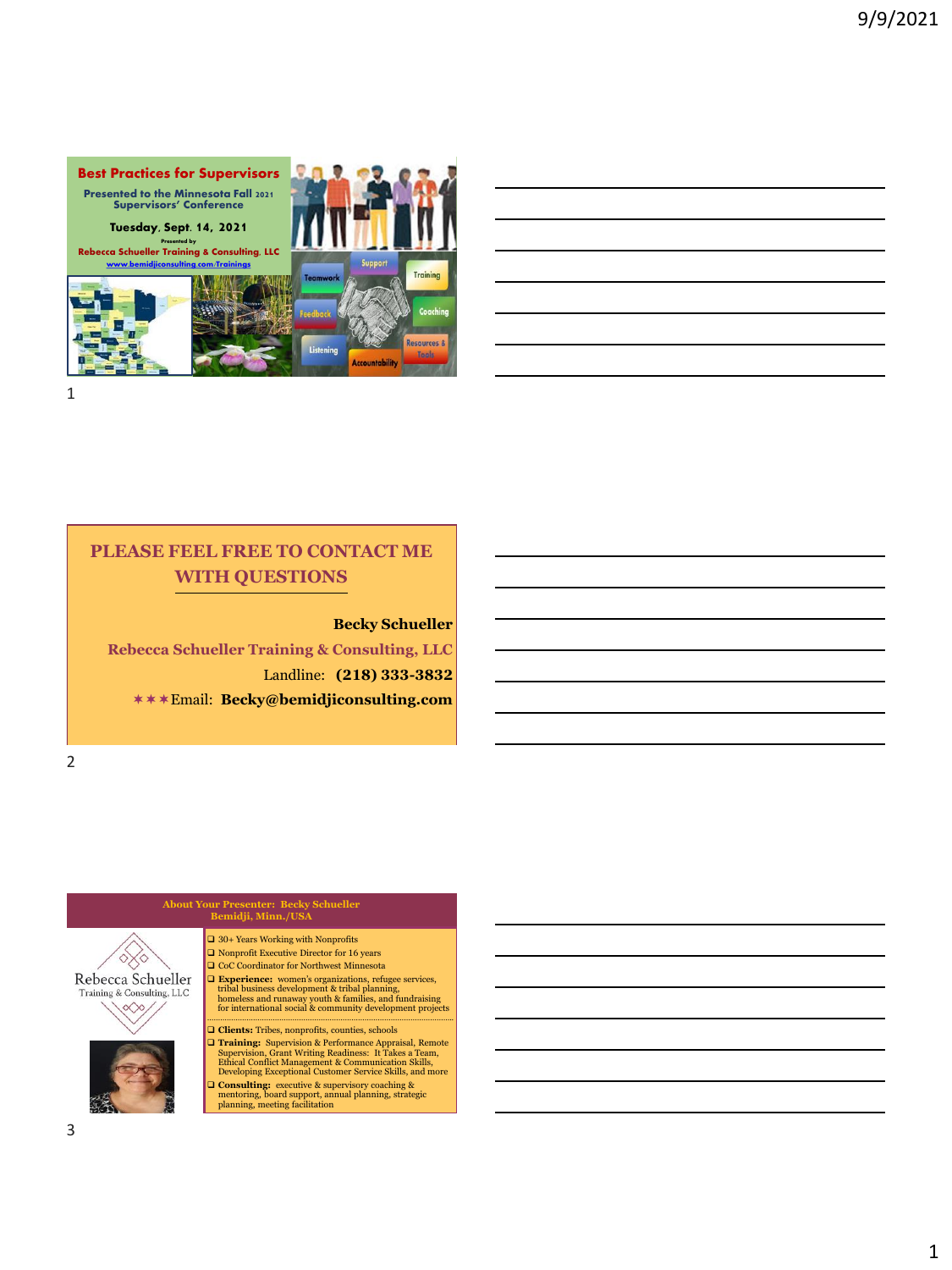# Best Practices for Supervisors

Presented to the Minnesota Fall 2021 Supervisors' Conference

**Tuesday, Sept. 14, 2021**

Presented by

Rebecca Schueller Training & Consulting, LLC

www.bemidjiconsulting.com/Trainings

Teamwork · Support · Training · Feedback · Coaching · Listening · Accountability · Resources & Tools

---

## PLEASE FEEL FREE TO CONTACT ME WITH QUESTIONS

**Becky Schueller**

**Rebecca Schueller Training & Consulting, LLC**

Landline: **(218) 333-3832**

✶✶✶Email: **Becky@bemidjiconsulting.com**

---

## About Your Presenter: Becky Schueller Bemidji, Minn./USA

Rebecca Schueller Training & Consulting, LLC

- 30+ Years Working with Nonprofits
- Nonprofit Executive Director for 16 years
- CoC Coordinator for Northwest Minnesota
- **Experience:** women's organizations, refugee services, tribal business development & tribal planning, homeless and runaway youth & families, and fundraising for international social & community development projects
- **Clients:** Tribes, nonprofits, counties, schools
- **Training:** Supervision & Performance Appraisal, Remote Supervision, Grant Writing Readiness: It Takes a Team, Ethical Conflict Management & Communication Skills, Developing Exceptional Customer Service Skills, and more
- **Consulting:** executive & supervisory coaching & mentoring, board support, annual planning, strategic planning, meeting facilitation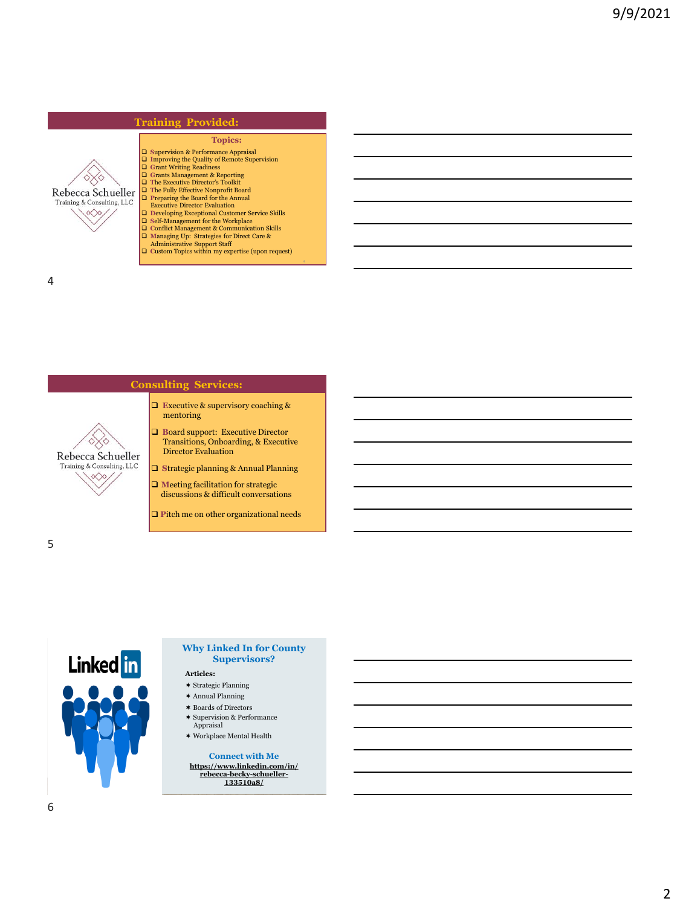## Training Provided:

Rebecca Schueller
Training & Consulting, LLC

**Topics:**

- Supervision & Performance Appraisal
- Improving the Quality of Remote Supervision
- Grant Writing Readiness
- Grants Management & Reporting
- The Executive Director's Toolkit
- The Fully Effective Nonprofit Board
- Preparing the Board for the Annual Executive Director Evaluation
- Developing Exceptional Customer Service Skills
- Self-Management for the Workplace
- Conflict Management & Communication Skills
- Managing Up: Strategies for Direct Care & Administrative Support Staff
- Custom Topics within my expertise (upon request)

## Consulting Services:

Rebecca Schueller
Training & Consulting, LLC

- Executive & supervisory coaching & mentoring
- Board support: Executive Director Transitions, Onboarding, & Executive Director Evaluation
- Strategic planning & Annual Planning
- Meeting facilitation for strategic discussions & difficult conversations
- Pitch me on other organizational needs

## Why Linked In for County Supervisors?

LinkedIn

**Articles:**

- Strategic Planning
- Annual Planning
- Boards of Directors
- Supervision & Performance Appraisal
- Workplace Mental Health

**Connect with Me**

https://www.linkedin.com/in/rebecca-becky-schueller-133510a8/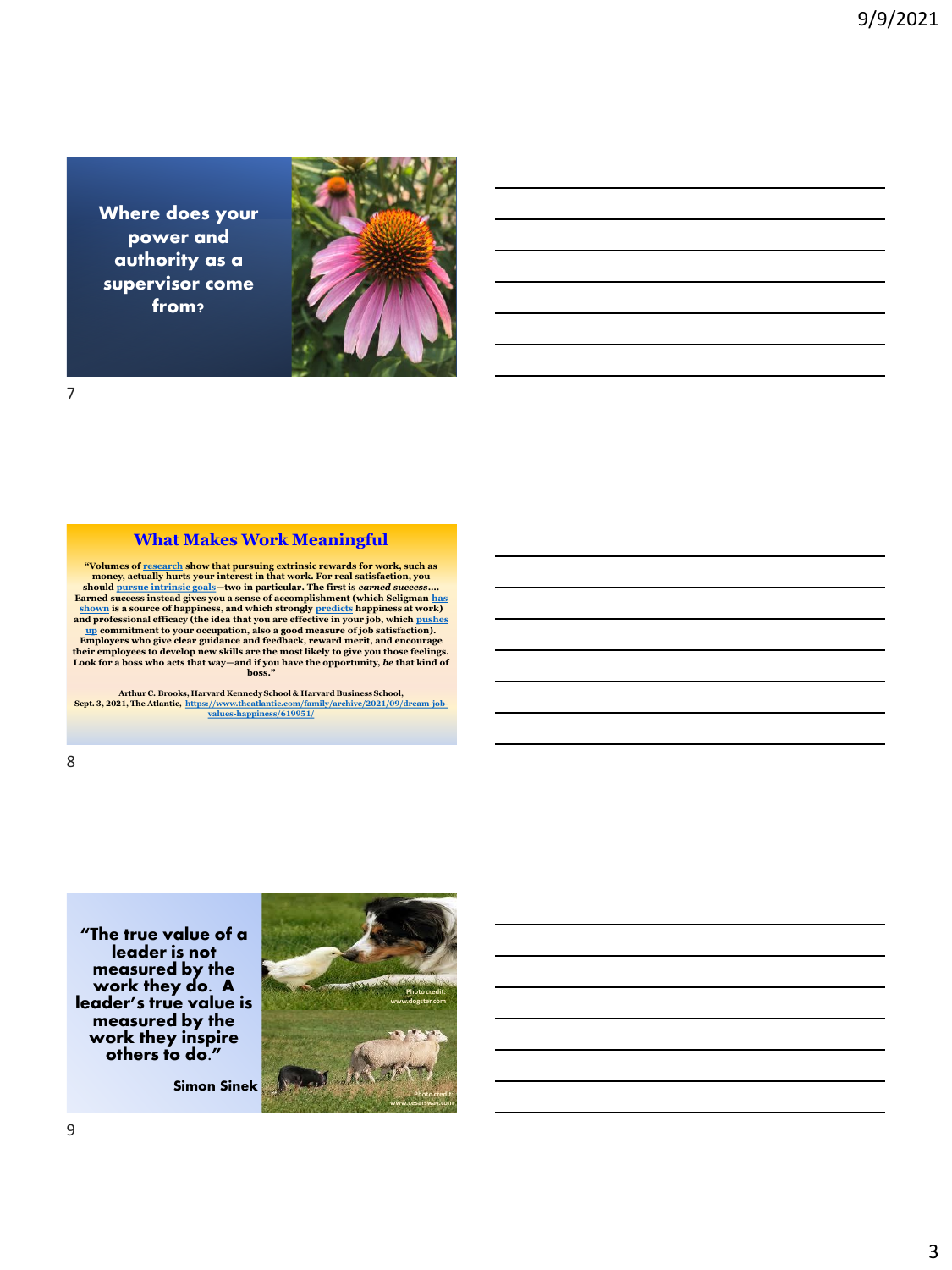Where does your power and authority as a supervisor come from?

## What Makes Work Meaningful

"Volumes of research show that pursuing extrinsic rewards for work, such as money, actually hurts your interest in that work. For real satisfaction, you should pursue intrinsic goals—two in particular. The first is *earned success*.... Earned success instead gives you a sense of accomplishment (which Seligman has shown is a source of happiness, and which strongly predicts happiness at work) and professional efficacy (the idea that you are effective in your job, which pushes up commitment to your occupation, also a good measure of job satisfaction). Employers who give clear guidance and feedback, reward merit, and encourage their employees to develop new skills are the most likely to give you those feelings. Look for a boss who acts that way—and if you have the opportunity, *be* that kind of boss."

Arthur C. Brooks, Harvard Kennedy School & Harvard Business School, Sept. 3, 2021, The Atlantic, https://www.theatlantic.com/family/archive/2021/09/dream-job-values-happiness/619951/

"The true value of a leader is not measured by the work they do. A leader's true value is measured by the work they inspire others to do."

Simon Sinek

Photo credit: www.dogster.com

Photo credit: www.cesarsway.com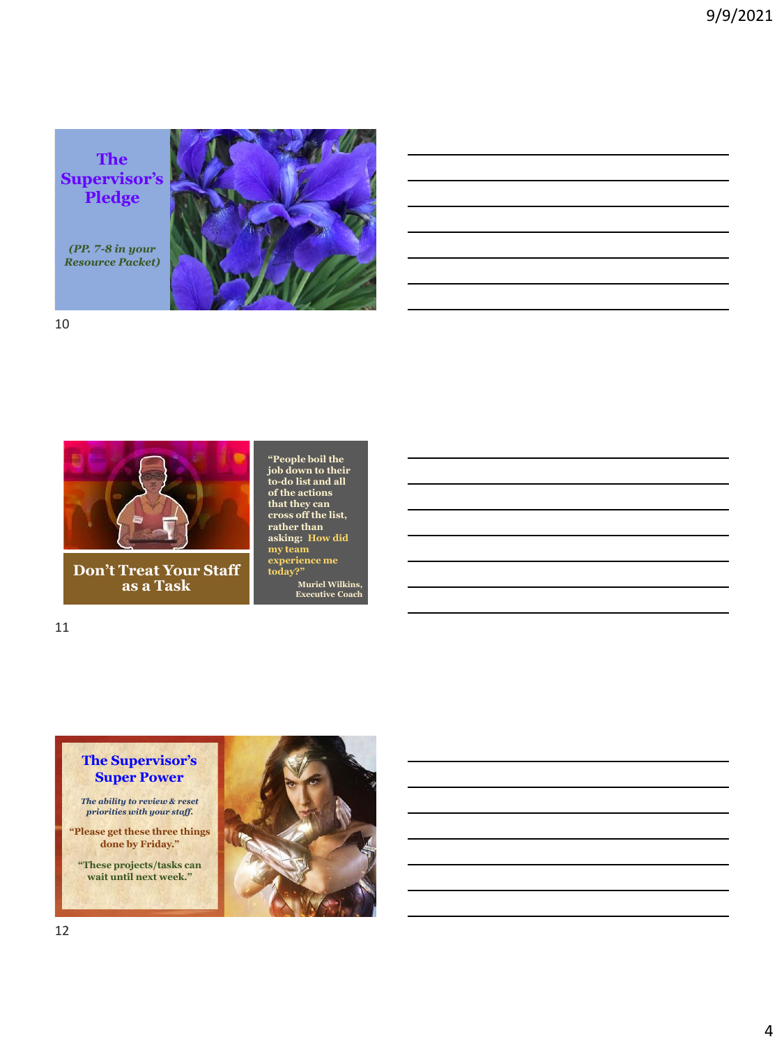## The Supervisor's Pledge

*(PP. 7-8 in your Resource Packet)*

## Don't Treat Your Staff as a Task

"People boil the job down to their to-do list and all of the actions that they can cross off the list, rather than asking: How did my team experience me today?"

Muriel Wilkins, Executive Coach

## The Supervisor's Super Power

*The ability to review & reset priorities with your staff.*

"Please get these three things done by Friday."

"These projects/tasks can wait until next week."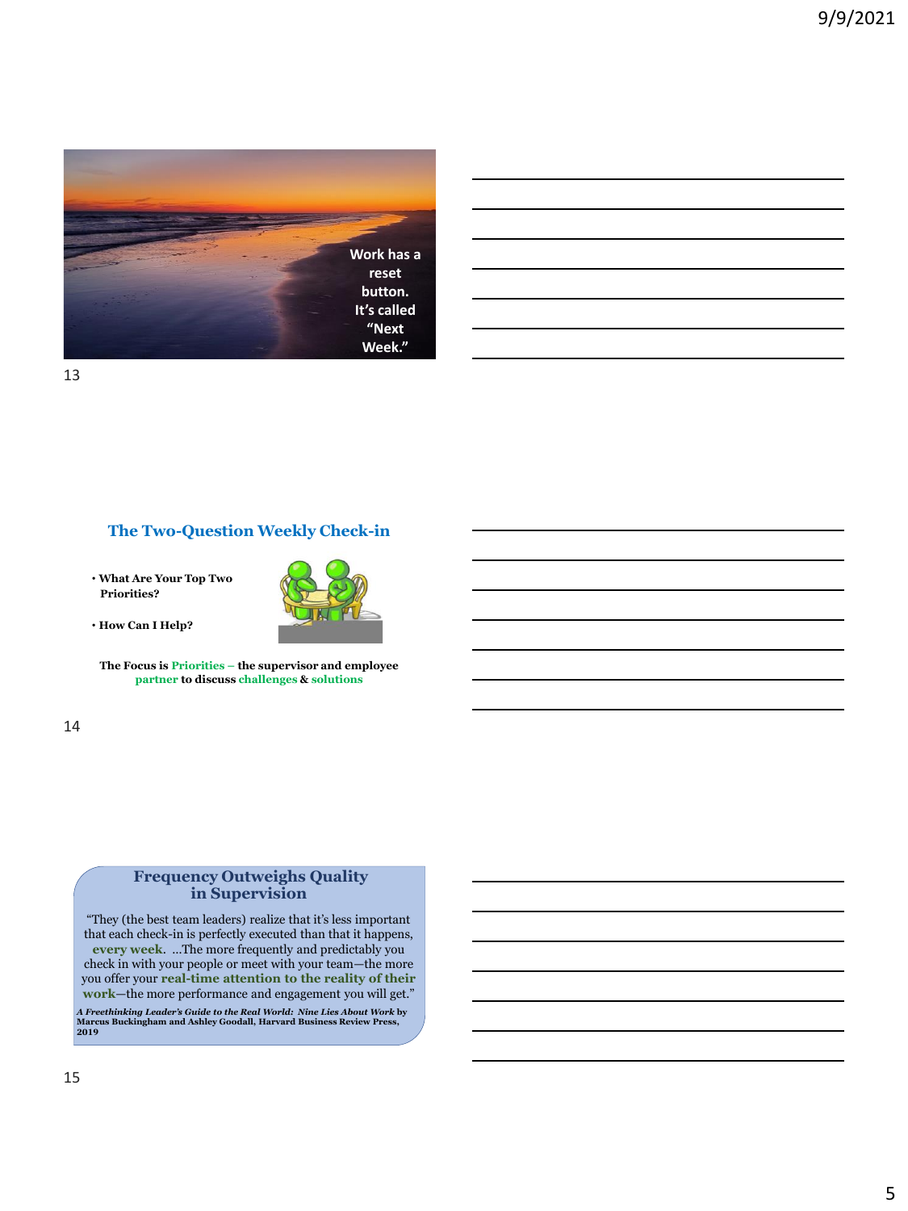Work has a reset button. It's called "Next Week."

## The Two-Question Weekly Check-in

- **What Are Your Top Two Priorities?**
- **How Can I Help?**

**The Focus is Priorities – the supervisor and employee partner to discuss challenges & solutions**

## Frequency Outweighs Quality in Supervision

"They (the best team leaders) realize that it's less important that each check-in is perfectly executed than that it happens, **every week**. …The more frequently and predictably you check in with your people or meet with your team—the more you offer your **real-time attention to the reality of their work**—the more performance and engagement you will get."

***A Freethinking Leader's Guide to the Real World: Nine Lies About Work* by Marcus Buckingham and Ashley Goodall, Harvard Business Review Press, 2019**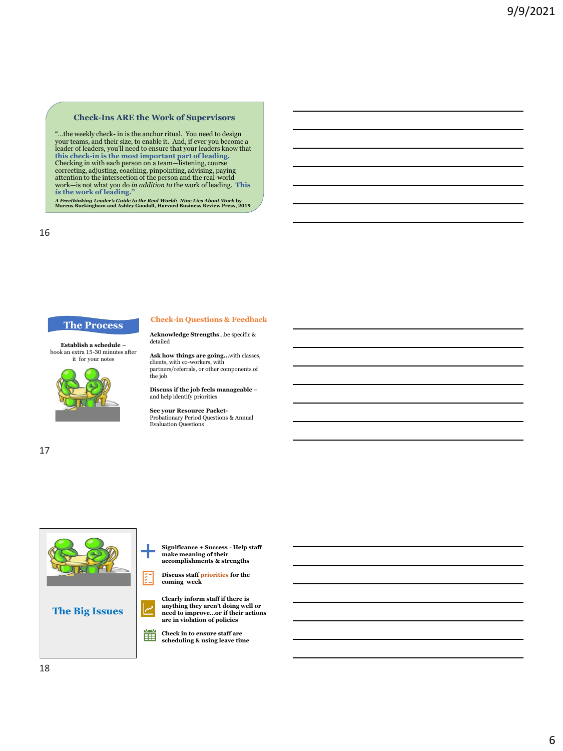## Check-Ins ARE the Work of Supervisors

"…the weekly check- in is the anchor ritual. You need to design your teams, and their size, to enable it. And, if ever you become a leader of leaders, you'll need to ensure that your leaders know that **this check-in is the most important part of leading.** Checking in with each person on a team—listening, course correcting, adjusting, coaching, pinpointing, advising, paying attention to the intersection of the person and the real-world work—is not what you do *in addition to* the work of leading. **This *is* the work of leading."**

***A Freethinking Leader's Guide to the Real World: Nine Lies About Work* by Marcus Buckingham and Ashley Goodall, Harvard Business Review Press, 2019**

## The Process

**Establish a schedule** – book an extra 15-30 minutes after it for your notes

### Check-in Questions & Feedback

**Acknowledge Strengths**…be specific & detailed

**Ask how things are going…**with classes, clients, with co-workers, with partners/referrals, or other components of the job

**Discuss if the job feels manageable** – and help identify priorities

**See your Resource Packet-** Probationary Period Questions & Annual Evaluation Questions

## The Big Issues

- **Significance + Success - Help staff make meaning of their accomplishments & strengths**
- **Discuss staff priorities for the coming week**
- **Clearly inform staff if there is anything they aren't doing well or need to improve…or if their actions are in violation of policies**
- **Check in to ensure staff are scheduling & using leave time**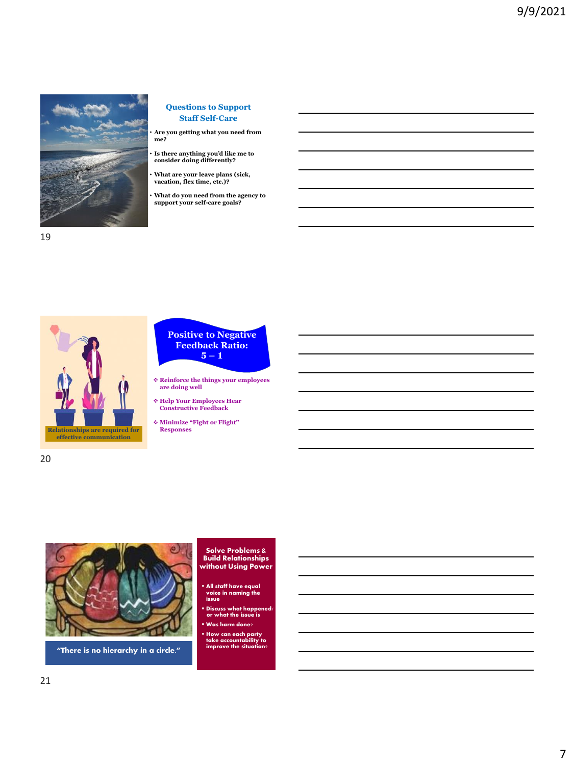## Questions to Support Staff Self-Care

- Are you getting what you need from me?
- Is there anything you'd like me to consider doing differently?
- What are your leave plans (sick, vacation, flex time, etc.)?
- What do you need from the agency to support your self-care goals?

Relationships are required for effective communication

## Positive to Negative Feedback Ratio: 5 – 1

- Reinforce the things your employees are doing well
- Help Your Employees Hear Constructive Feedback
- Minimize "Fight or Flight" Responses

"There is no hierarchy in a circle."

## Solve Problems & Build Relationships without Using Power

- All staff have equal voice in naming the issue
- Discuss what happened/ or what the issue is
- Was harm done?
- How can each party take accountability to improve the situation?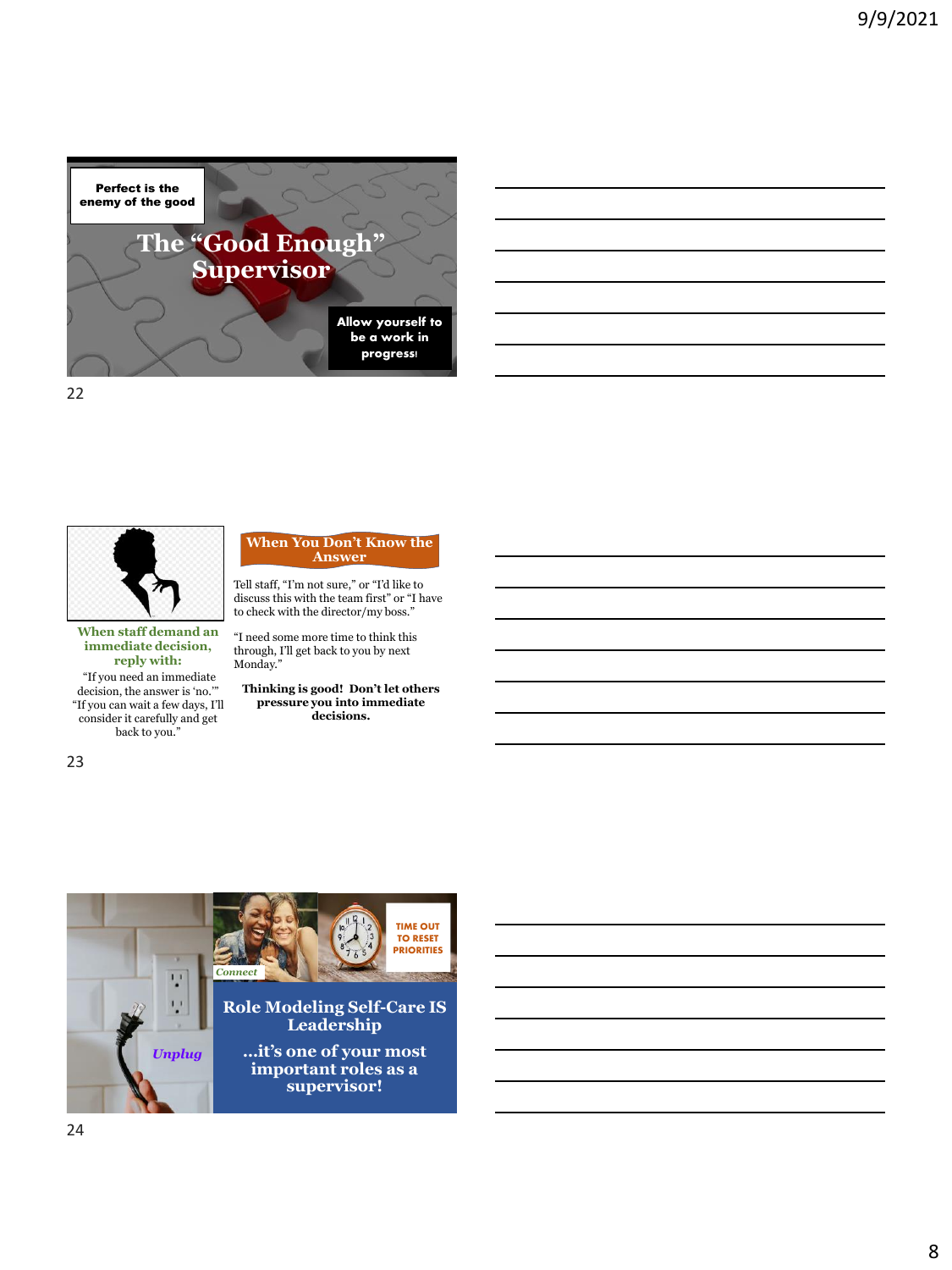Perfect is the enemy of the good

## The "Good Enough" Supervisor

Allow yourself to be a work in progress!

## When You Don't Know the Answer

**When staff demand an immediate decision, reply with:**

"If you need an immediate decision, the answer is 'no.'" "If you can wait a few days, I'll consider it carefully and get back to you."

Tell staff, "I'm not sure," or "I'd like to discuss this with the team first" or "I have to check with the director/my boss."

"I need some more time to think this through, I'll get back to you by next Monday."

**Thinking is good! Don't let others pressure you into immediate decisions.**

*Connect*

TIME OUT TO RESET PRIORITIES

*Unplug*

## Role Modeling Self-Care IS Leadership

**...it's one of your most important roles as a supervisor!**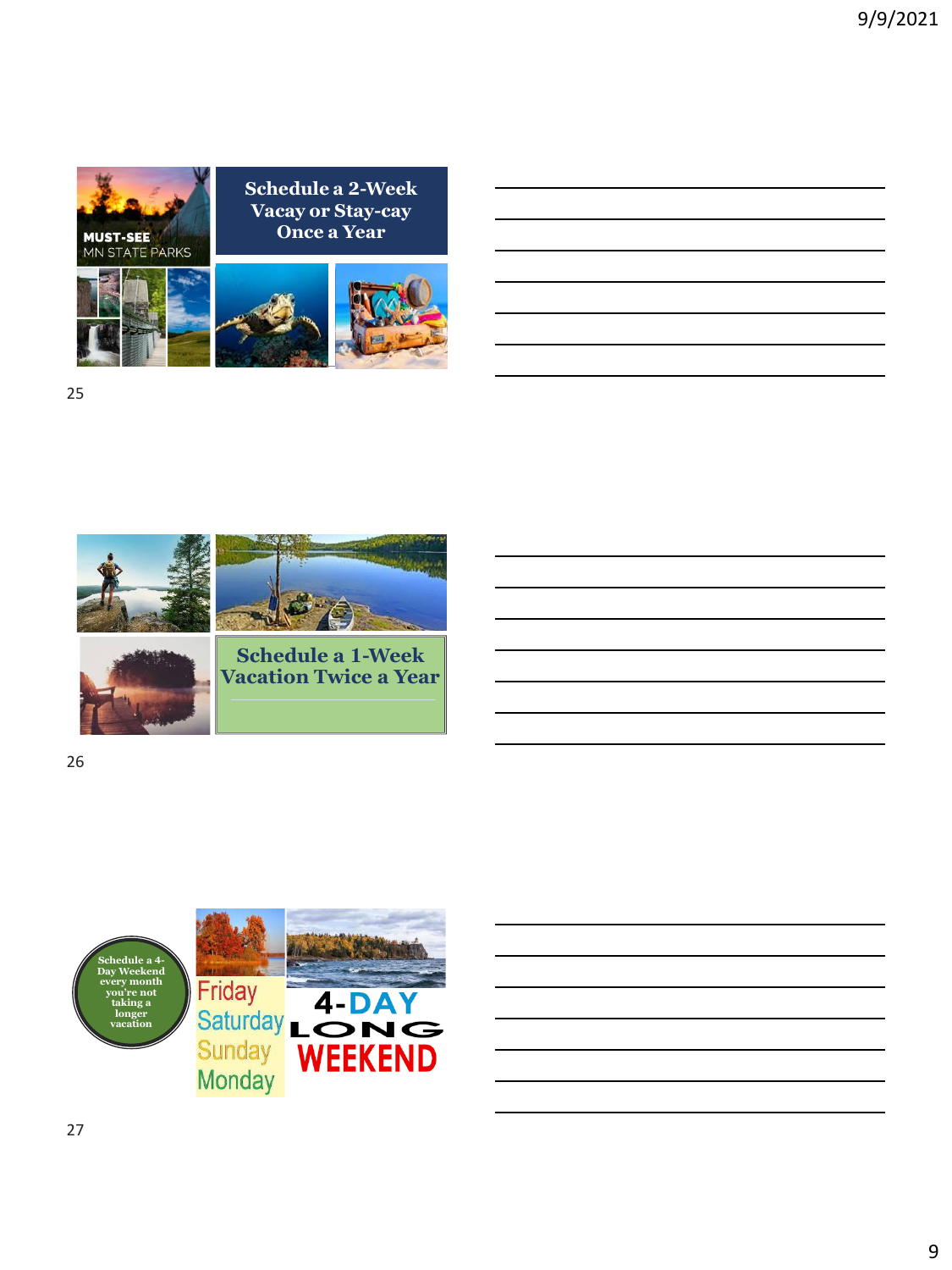MUST-SEE
MN STATE PARKS

## Schedule a 2-Week Vacay or Stay-cay Once a Year

## Schedule a 1-Week Vacation Twice a Year

## Schedule a 4-Day Weekend every month you're not taking a longer vacation

Friday
Saturday
Sunday
Monday

4-DAY LONG WEEKEND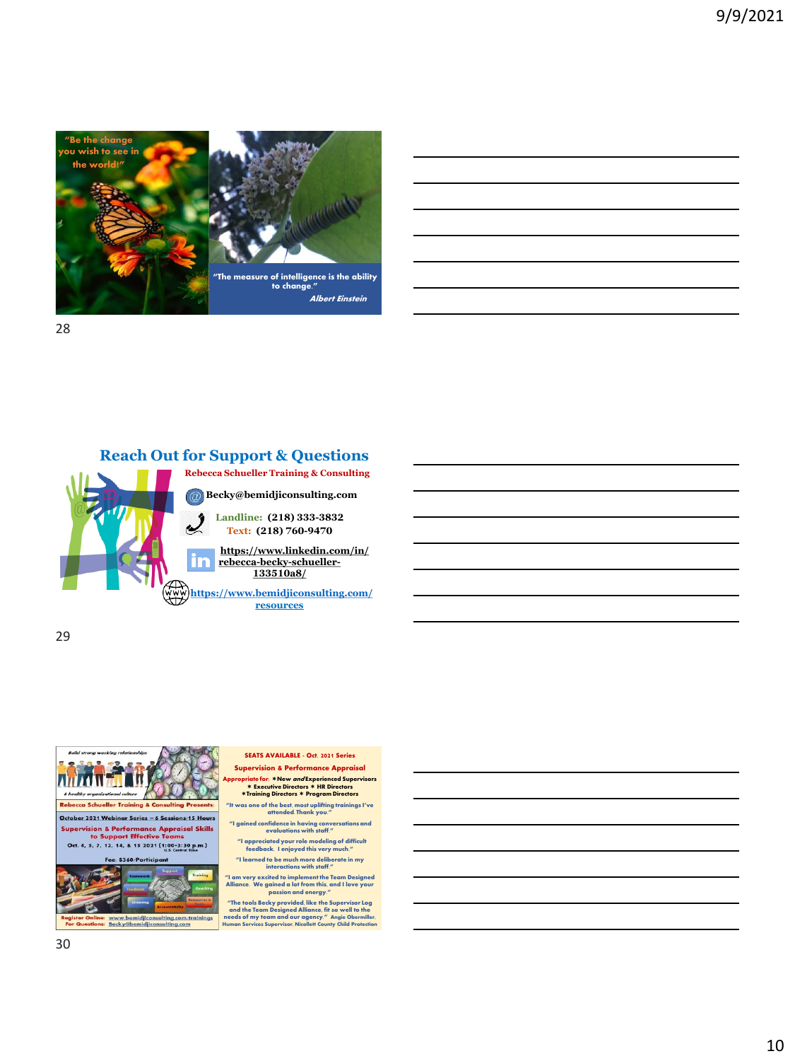"Be the change you wish to see in the world!"

"The measure of intelligence is the ability to change."
*Albert Einstein*

## Reach Out for Support & Questions

**Rebecca Schueller Training & Consulting**

**Becky@bemidjiconsulting.com**

**Landline:** (218) 333-3832
**Text:** (218) 760-9470

https://www.linkedin.com/in/rebecca-becky-schueller-133510a8/

https://www.bemidjiconsulting.com/resources

*Build strong working relationships*

*A healthy organizational culture*

**Rebecca Schueller Training & Consulting Presents:**

**October 2021 Webinar Series – 6 Sessions/15 Hours**

**Supervision & Performance Appraisal Skills to Support Effective Teams**

Oct. 4, 5, 7, 12, 14, & 15 2021 (1:00-3:30 p.m.) U.S. Central Time

Fee: $360/Participant

Register Online: www.bemidjiconsulting.com/trainings
For Questions: Becky@bemidjiconsulting.com

**SEATS AVAILABLE - Oct. 2021 Series**

**Supervision & Performance Appraisal**

Appropriate for: ∗New *and* Experienced Supervisors ∗ Executive Directors ∗ HR Directors ∗Training Directors ∗ Program Directors

"It was one of the best, most uplifting trainings I've attended. Thank you."

"I gained confidence in having conversations and evaluations with staff."

"I appreciated your role modeling of difficult feedback. I enjoyed this very much."

"I learned to be much more deliberate in my interactions with staff."

"I am very excited to implement the Team Designed Alliance. We gained a lot from this, and I love your passion and energy."

"The tools Becky provided, like the Supervisor Log and the Team Designed Alliance, fit so well to the needs of my team and our agency." Angie Obermiller, Human Services Supervisor, Nicollet County Child Protection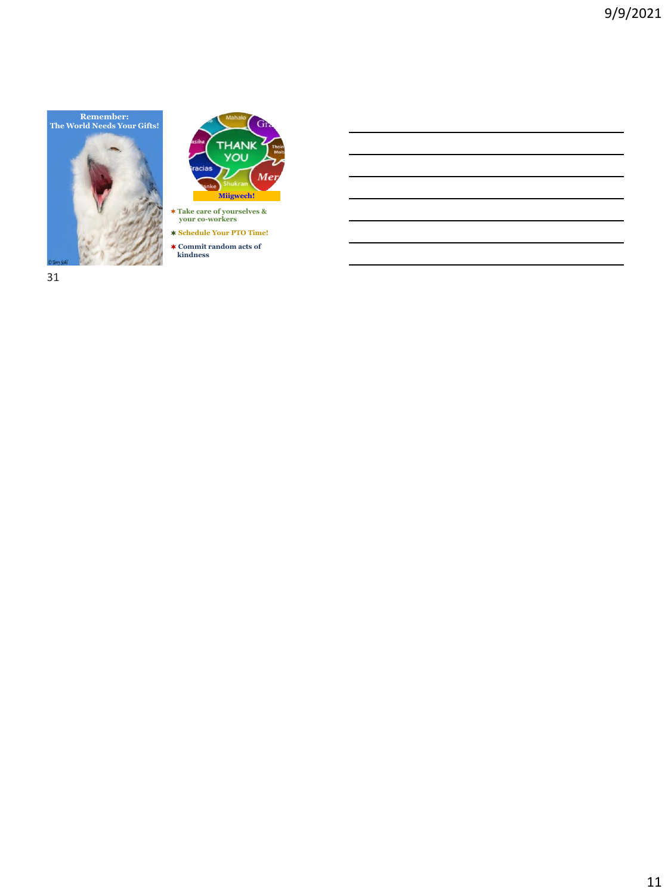**Remember:**
**The World Needs Your Gifts!**

©Terry Sohl

Mahalo
THANK YOU
Gracias
Merci
Shukran
Danke

**Miigwech!**

- **Take care of yourselves & your co-workers**
- **Schedule Your PTO Time!**
- **Commit random acts of kindness**

31